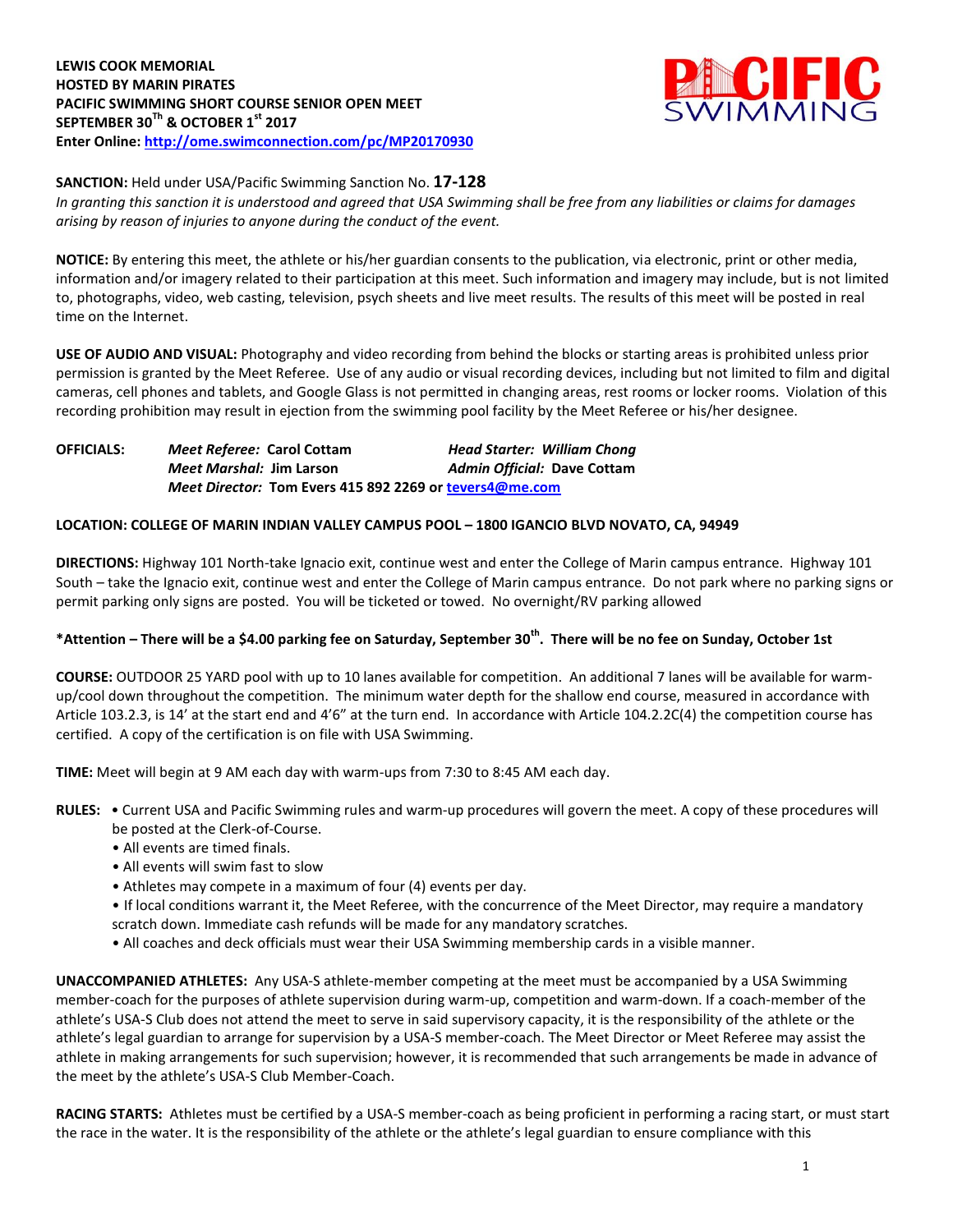**LEWIS COOK MEMORIAL**
**HOSTED BY MARIN PIRATES**
**PACIFIC SWIMMING SHORT COURSE SENIOR OPEN MEET**
**SEPTEMBER 30$^{Th}$ & OCTOBER 1$^{st}$ 2017**
**Enter Online: http://ome.swimconnection.com/pc/MP20170930**

**SANCTION:** Held under USA/Pacific Swimming Sanction No. **17-128**
*In granting this sanction it is understood and agreed that USA Swimming shall be free from any liabilities or claims for damages arising by reason of injuries to anyone during the conduct of the event.*

**NOTICE:** By entering this meet, the athlete or his/her guardian consents to the publication, via electronic, print or other media, information and/or imagery related to their participation at this meet. Such information and imagery may include, but is not limited to, photographs, video, web casting, television, psych sheets and live meet results. The results of this meet will be posted in real time on the Internet.

**USE OF AUDIO AND VISUAL:** Photography and video recording from behind the blocks or starting areas is prohibited unless prior permission is granted by the Meet Referee. Use of any audio or visual recording devices, including but not limited to film and digital cameras, cell phones and tablets, and Google Glass is not permitted in changing areas, rest rooms or locker rooms. Violation of this recording prohibition may result in ejection from the swimming pool facility by the Meet Referee or his/her designee.

**OFFICIALS:** *Meet Referee:* **Carol Cottam** *Head Starter:* ***William Chong***
*Meet Marshal:* **Jim Larson** *Admin Official:* **Dave Cottam**
*Meet Director:* **Tom Evers 415 892 2269 or tevers4@me.com**

**LOCATION: COLLEGE OF MARIN INDIAN VALLEY CAMPUS POOL – 1800 IGANCIO BLVD NOVATO, CA, 94949**

**DIRECTIONS:** Highway 101 North-take Ignacio exit, continue west and enter the College of Marin campus entrance. Highway 101 South – take the Ignacio exit, continue west and enter the College of Marin campus entrance. Do not park where no parking signs or permit parking only signs are posted. You will be ticketed or towed. No overnight/RV parking allowed

**\*Attention – There will be a $4.00 parking fee on Saturday, September 30$^{th}$. There will be no fee on Sunday, October 1st**

**COURSE:** OUTDOOR 25 YARD pool with up to 10 lanes available for competition. An additional 7 lanes will be available for warm-up/cool down throughout the competition. The minimum water depth for the shallow end course, measured in accordance with Article 103.2.3, is 14' at the start end and 4'6" at the turn end. In accordance with Article 104.2.2C(4) the competition course has certified. A copy of the certification is on file with USA Swimming.

**TIME:** Meet will begin at 9 AM each day with warm-ups from 7:30 to 8:45 AM each day.

**RULES:**
- Current USA and Pacific Swimming rules and warm-up procedures will govern the meet. A copy of these procedures will be posted at the Clerk-of-Course.
- All events are timed finals.
- All events will swim fast to slow
- Athletes may compete in a maximum of four (4) events per day.
- If local conditions warrant it, the Meet Referee, with the concurrence of the Meet Director, may require a mandatory scratch down. Immediate cash refunds will be made for any mandatory scratches.
- All coaches and deck officials must wear their USA Swimming membership cards in a visible manner.

**UNACCOMPANIED ATHLETES:** Any USA-S athlete-member competing at the meet must be accompanied by a USA Swimming member-coach for the purposes of athlete supervision during warm-up, competition and warm-down. If a coach-member of the athlete's USA-S Club does not attend the meet to serve in said supervisory capacity, it is the responsibility of the athlete or the athlete's legal guardian to arrange for supervision by a USA-S member-coach. The Meet Director or Meet Referee may assist the athlete in making arrangements for such supervision; however, it is recommended that such arrangements be made in advance of the meet by the athlete's USA-S Club Member-Coach.

**RACING STARTS:** Athletes must be certified by a USA-S member-coach as being proficient in performing a racing start, or must start the race in the water. It is the responsibility of the athlete or the athlete's legal guardian to ensure compliance with this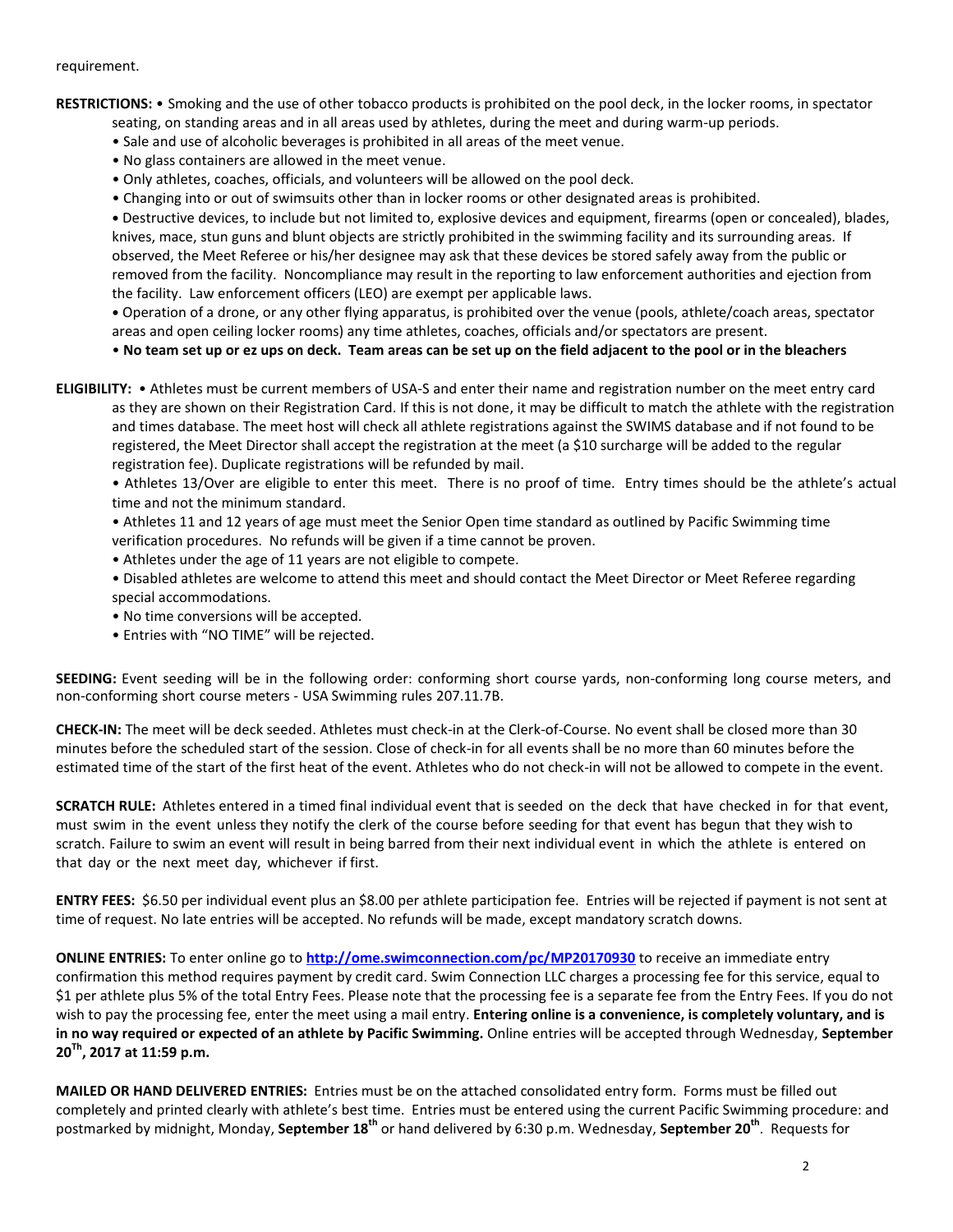requirement.

**RESTRICTIONS:** • Smoking and the use of other tobacco products is prohibited on the pool deck, in the locker rooms, in spectator seating, on standing areas and in all areas used by athletes, during the meet and during warm-up periods.

- Sale and use of alcoholic beverages is prohibited in all areas of the meet venue.
- No glass containers are allowed in the meet venue.
- Only athletes, coaches, officials, and volunteers will be allowed on the pool deck.
- Changing into or out of swimsuits other than in locker rooms or other designated areas is prohibited.
- Destructive devices, to include but not limited to, explosive devices and equipment, firearms (open or concealed), blades, knives, mace, stun guns and blunt objects are strictly prohibited in the swimming facility and its surrounding areas. If observed, the Meet Referee or his/her designee may ask that these devices be stored safely away from the public or removed from the facility. Noncompliance may result in the reporting to law enforcement authorities and ejection from the facility. Law enforcement officers (LEO) are exempt per applicable laws.
- Operation of a drone, or any other flying apparatus, is prohibited over the venue (pools, athlete/coach areas, spectator areas and open ceiling locker rooms) any time athletes, coaches, officials and/or spectators are present.
- **No team set up or ez ups on deck. Team areas can be set up on the field adjacent to the pool or in the bleachers**

**ELIGIBILITY:** • Athletes must be current members of USA-S and enter their name and registration number on the meet entry card as they are shown on their Registration Card. If this is not done, it may be difficult to match the athlete with the registration and times database. The meet host will check all athlete registrations against the SWIMS database and if not found to be registered, the Meet Director shall accept the registration at the meet (a $10 surcharge will be added to the regular registration fee). Duplicate registrations will be refunded by mail.

- Athletes 13/Over are eligible to enter this meet. There is no proof of time. Entry times should be the athlete's actual time and not the minimum standard.
- Athletes 11 and 12 years of age must meet the Senior Open time standard as outlined by Pacific Swimming time verification procedures. No refunds will be given if a time cannot be proven.
- Athletes under the age of 11 years are not eligible to compete.
- Disabled athletes are welcome to attend this meet and should contact the Meet Director or Meet Referee regarding special accommodations.
- No time conversions will be accepted.
- Entries with "NO TIME" will be rejected.

**SEEDING:** Event seeding will be in the following order: conforming short course yards, non-conforming long course meters, and non-conforming short course meters - USA Swimming rules 207.11.7B.

**CHECK-IN:** The meet will be deck seeded. Athletes must check-in at the Clerk-of-Course. No event shall be closed more than 30 minutes before the scheduled start of the session. Close of check-in for all events shall be no more than 60 minutes before the estimated time of the start of the first heat of the event. Athletes who do not check-in will not be allowed to compete in the event.

**SCRATCH RULE:** Athletes entered in a timed final individual event that is seeded on the deck that have checked in for that event, must swim in the event unless they notify the clerk of the course before seeding for that event has begun that they wish to scratch. Failure to swim an event will result in being barred from their next individual event in which the athlete is entered on that day or the next meet day, whichever if first.

**ENTRY FEES:** $6.50 per individual event plus an $8.00 per athlete participation fee. Entries will be rejected if payment is not sent at time of request. No late entries will be accepted. No refunds will be made, except mandatory scratch downs.

**ONLINE ENTRIES:** To enter online go to **http://ome.swimconnection.com/pc/MP20170930** to receive an immediate entry confirmation this method requires payment by credit card. Swim Connection LLC charges a processing fee for this service, equal to $1 per athlete plus 5% of the total Entry Fees. Please note that the processing fee is a separate fee from the Entry Fees. If you do not wish to pay the processing fee, enter the meet using a mail entry. **Entering online is a convenience, is completely voluntary, and is in no way required or expected of an athlete by Pacific Swimming.** Online entries will be accepted through Wednesday, **September 20Th, 2017 at 11:59 p.m.**

**MAILED OR HAND DELIVERED ENTRIES:** Entries must be on the attached consolidated entry form. Forms must be filled out completely and printed clearly with athlete's best time. Entries must be entered using the current Pacific Swimming procedure: and postmarked by midnight, Monday, **September 18th** or hand delivered by 6:30 p.m. Wednesday, **September 20th**. Requests for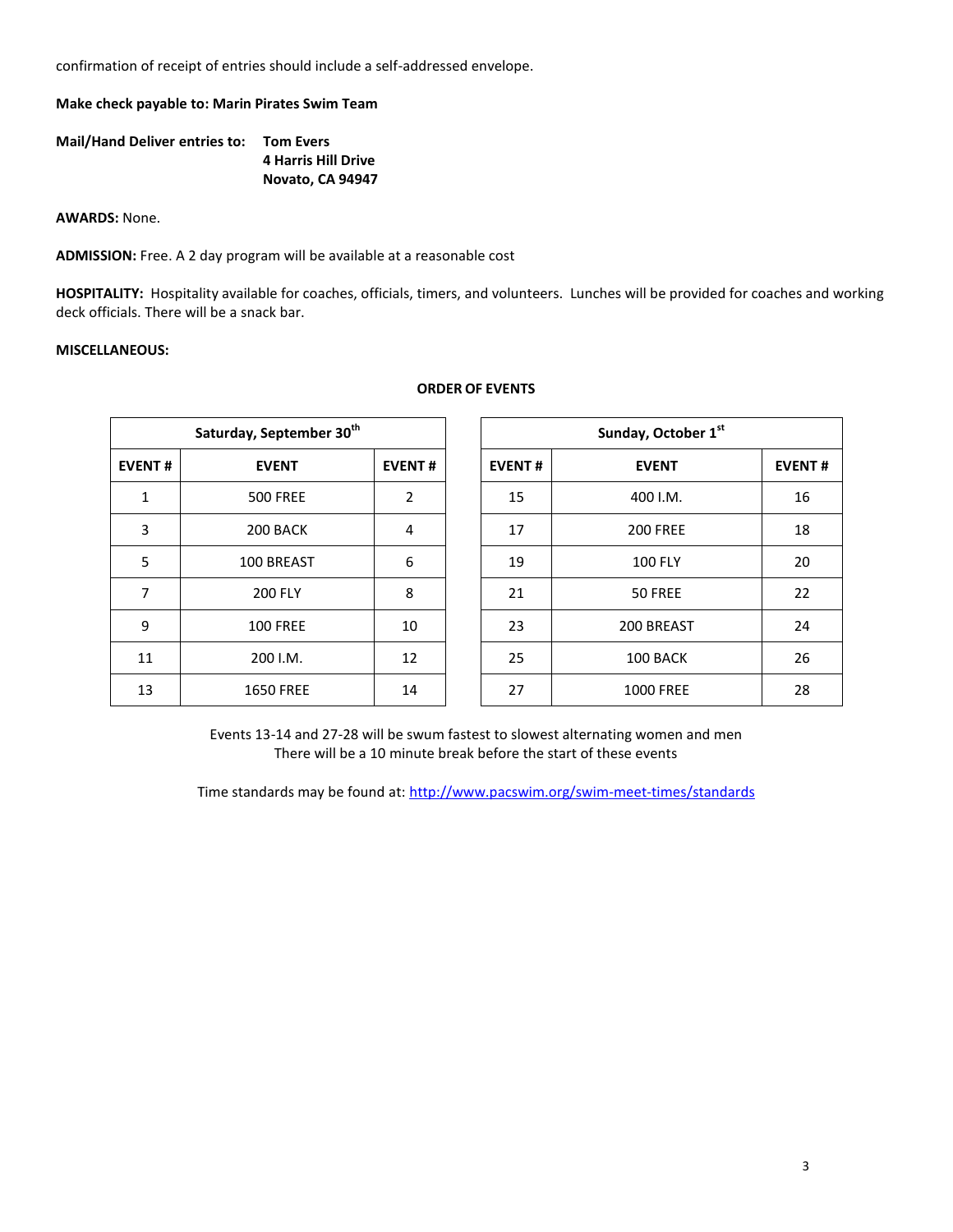confirmation of receipt of entries should include a self-addressed envelope.

**Make check payable to: Marin Pirates Swim Team**

**Mail/Hand Deliver entries to:** **Tom Evers**
**4 Harris Hill Drive**
**Novato, CA 94947**

**AWARDS:** None.

**ADMISSION:** Free. A 2 day program will be available at a reasonable cost

**HOSPITALITY:** Hospitality available for coaches, officials, timers, and volunteers. Lunches will be provided for coaches and working deck officials. There will be a snack bar.

**MISCELLANEOUS:**

**ORDER OF EVENTS**

| Saturday, September 30th | | |
|---|---|---|
| **EVENT #** | **EVENT** | **EVENT #** |
| 1 | 500 FREE | 2 |
| 3 | 200 BACK | 4 |
| 5 | 100 BREAST | 6 |
| 7 | 200 FLY | 8 |
| 9 | 100 FREE | 10 |
| 11 | 200 I.M. | 12 |
| 13 | 1650 FREE | 14 |

| Sunday, October 1st | | |
|---|---|---|
| **EVENT #** | **EVENT** | **EVENT #** |
| 15 | 400 I.M. | 16 |
| 17 | 200 FREE | 18 |
| 19 | 100 FLY | 20 |
| 21 | 50 FREE | 22 |
| 23 | 200 BREAST | 24 |
| 25 | 100 BACK | 26 |
| 27 | 1000 FREE | 28 |

Events 13-14 and 27-28 will be swum fastest to slowest alternating women and men
There will be a 10 minute break before the start of these events

Time standards may be found at: http://www.pacswim.org/swim-meet-times/standards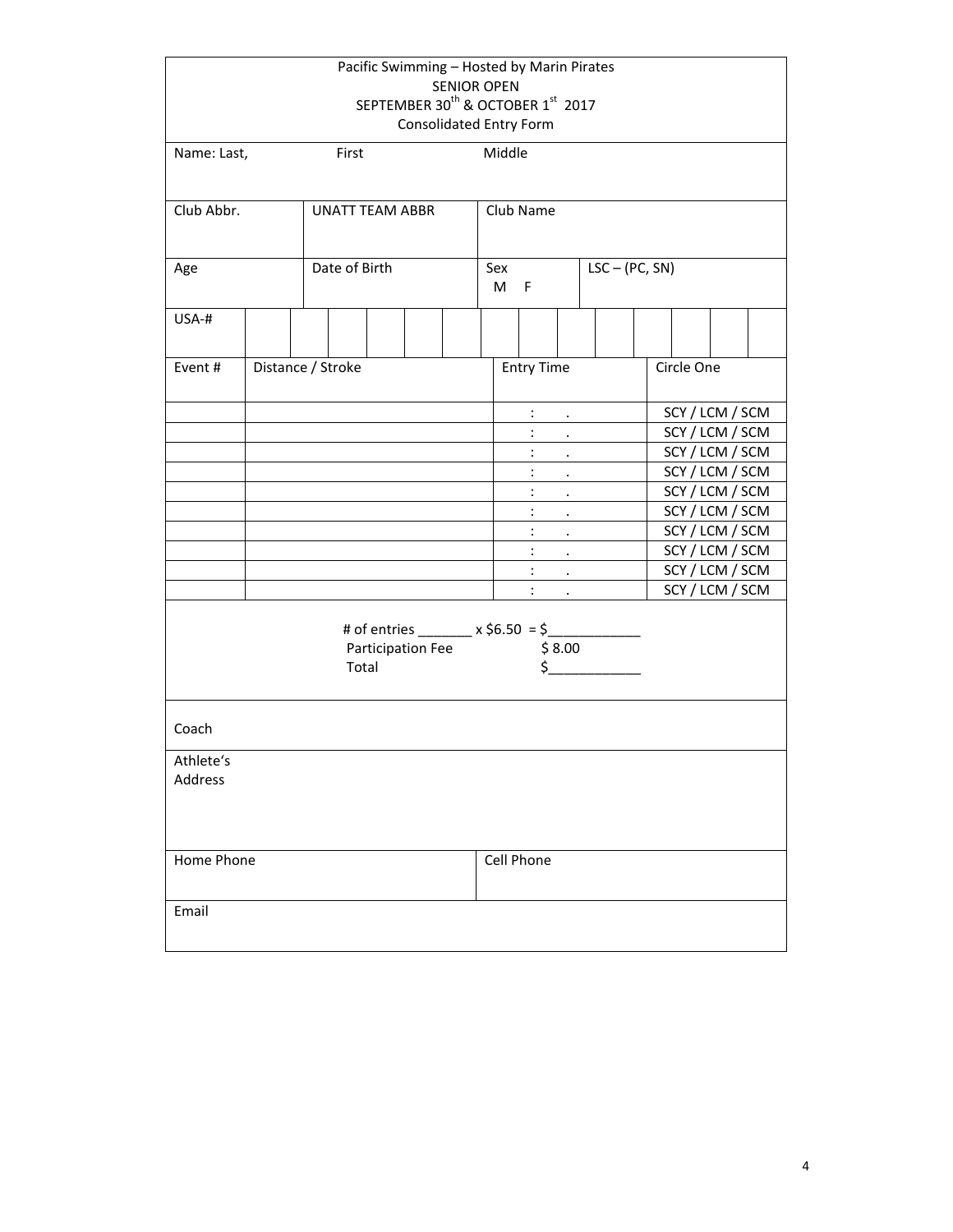Pacific Swimming – Hosted by Marin Pirates
SENIOR OPEN
SEPTEMBER 30th & OCTOBER 1st 2017
Consolidated Entry Form

| Name: Last, | First | Middle |
|---|---|---|
| | | |

| Club Abbr. | UNATT TEAM ABBR | Club Name |
|---|---|---|
| | | |

| Age | Date of Birth | Sex M F | LSC – (PC, SN) |
|---|---|---|---|
| | | | |

| USA-# | | | | | | | | | | | | | | |
|---|---|---|---|---|---|---|---|---|---|---|---|---|---|---|
| | | | | | | | | | | | | | | |

| Event # | Distance / Stroke | Entry Time | Circle One |
|---|---|---|---|
| | | : . | SCY / LCM / SCM |
| | | : . | SCY / LCM / SCM |
| | | : . | SCY / LCM / SCM |
| | | : . | SCY / LCM / SCM |
| | | : . | SCY / LCM / SCM |
| | | : . | SCY / LCM / SCM |
| | | : . | SCY / LCM / SCM |
| | | : . | SCY / LCM / SCM |
| | | : . | SCY / LCM / SCM |
| | | : . | SCY / LCM / SCM |

# of entries _______ x $6.50 = $____________
Participation Fee $ 8.00
Total $____________

Coach

Athlete's Address

| Home Phone | Cell Phone |
|---|---|
| | |

Email